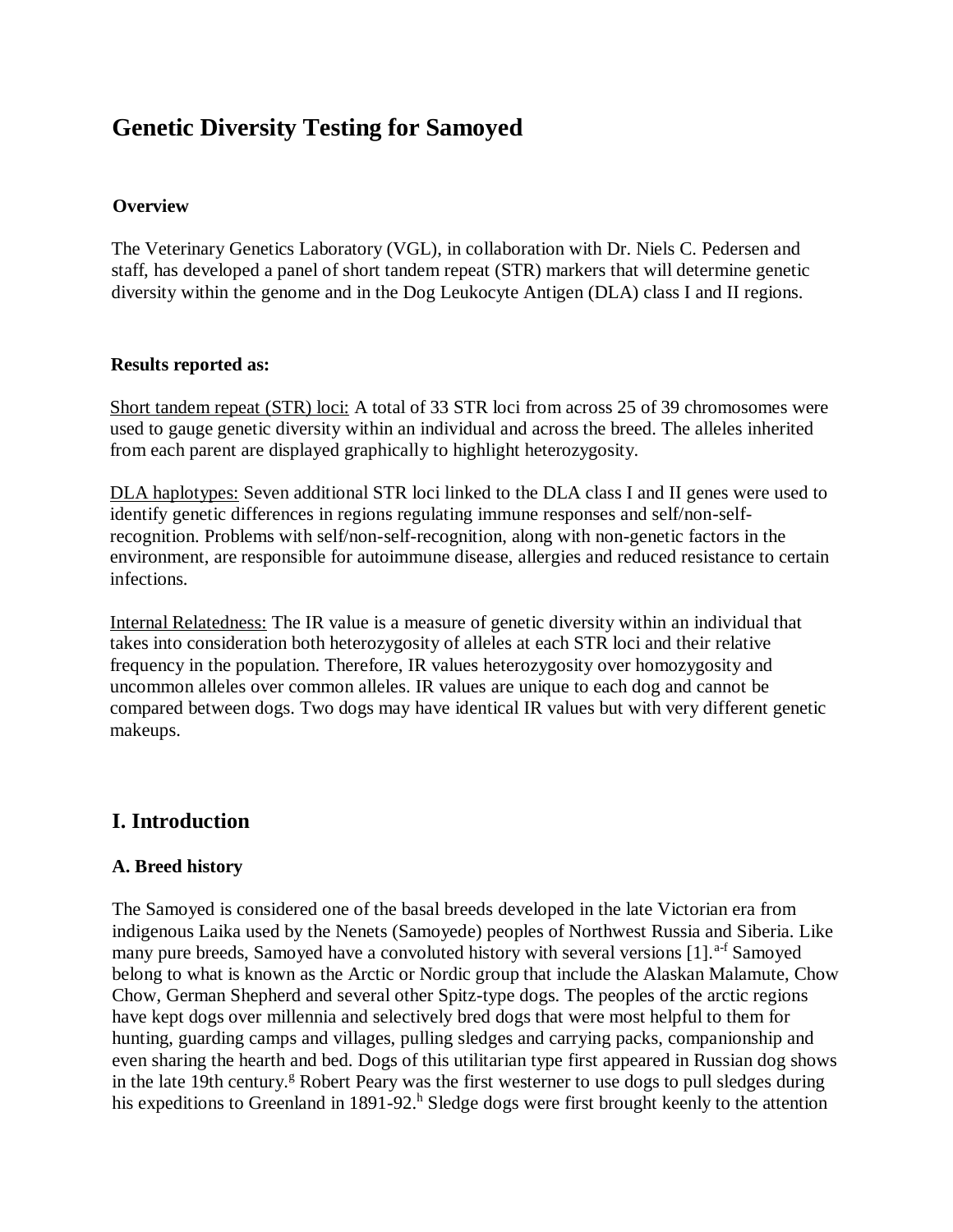# Genetic Diversity Testing for Samoyed

### Overview

The Veterinary Genetics Laboratory (VGL), in collaboration with Dr. Niels C. Pedersen and staff, has developed a panel of short tandem repeat (STR) markers that will determine genetic diversity within the genome and in the Dog Leukocyte Antigen (DLA) class I and II regions.

### Results reported as:

Short tandem repeat (STR) loci: A total of 33 STR loci from across 25 of 39 chromosomes were used to gauge genetic diversity within an individual and across the breed. The alleles inherited from each parent are displayed graphically to highlight heterozygosity.

DLA haplotypes: Seven additional STR loci linked to the DLA class I and II genes were used to identify genetic differences in regions regulating immune responses and self/non-self-recognition. Problems with self/non-self-recognition, along with non-genetic factors in the environment, are responsible for autoimmune disease, allergies and reduced resistance to certain infections.

Internal Relatedness: The IR value is a measure of genetic diversity within an individual that takes into consideration both heterozygosity of alleles at each STR loci and their relative frequency in the population. Therefore, IR values heterozygosity over homozygosity and uncommon alleles over common alleles. IR values are unique to each dog and cannot be compared between dogs. Two dogs may have identical IR values but with very different genetic makeups.

## I. Introduction

### A. Breed history

The Samoyed is considered one of the basal breeds developed in the late Victorian era from indigenous Laika used by the Nenets (Samoyede) peoples of Northwest Russia and Siberia. Like many pure breeds, Samoyed have a convoluted history with several versions [1].[a-f] Samoyed belong to what is known as the Arctic or Nordic group that include the Alaskan Malamute, Chow Chow, German Shepherd and several other Spitz-type dogs. The peoples of the arctic regions have kept dogs over millennia and selectively bred dogs that were most helpful to them for hunting, guarding camps and villages, pulling sledges and carrying packs, companionship and even sharing the hearth and bed. Dogs of this utilitarian type first appeared in Russian dog shows in the late 19th century.[g] Robert Peary was the first westerner to use dogs to pull sledges during his expeditions to Greenland in 1891-92.[h] Sledge dogs were first brought keenly to the attention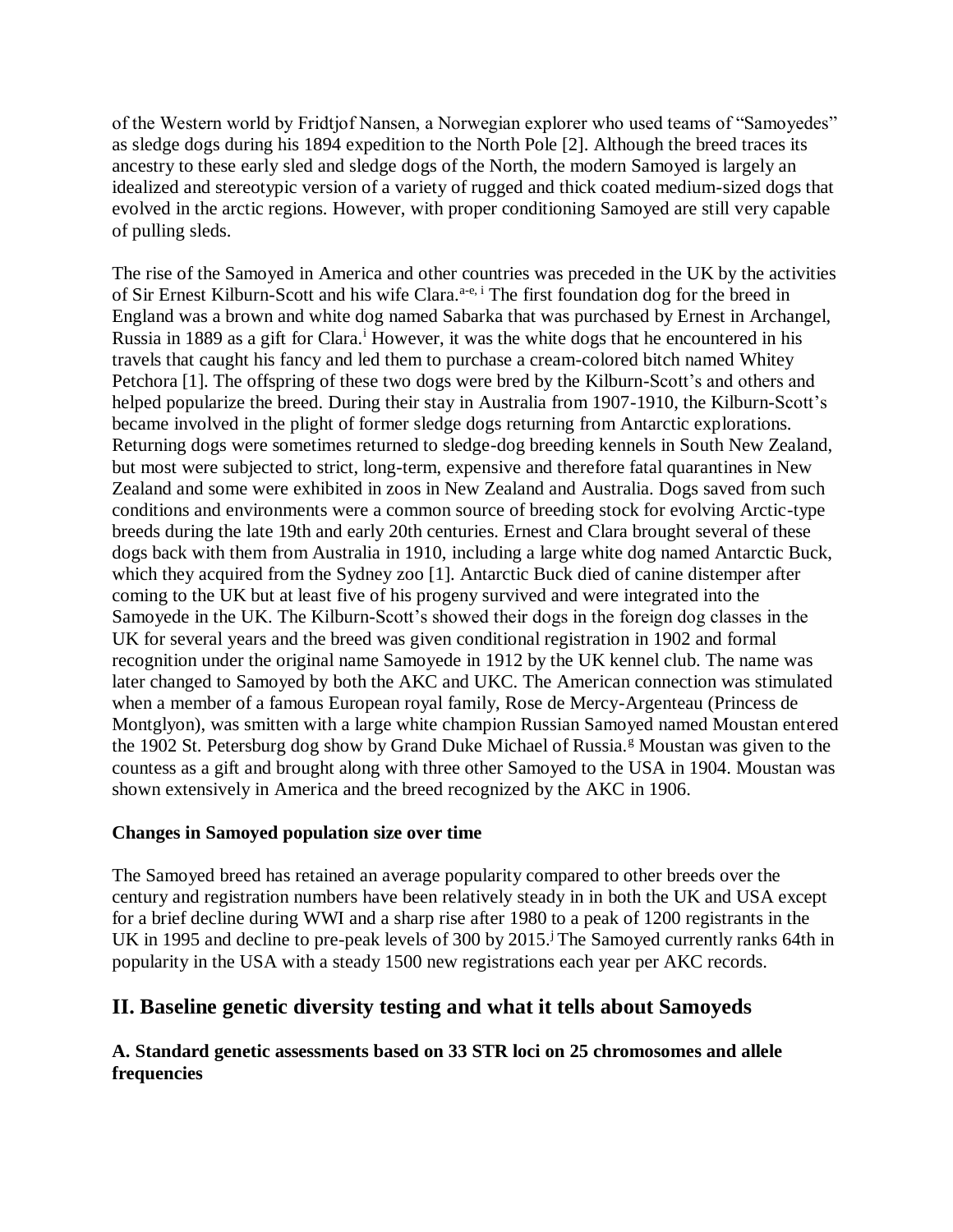of the Western world by Fridtjof Nansen, a Norwegian explorer who used teams of "Samoyedes" as sledge dogs during his 1894 expedition to the North Pole [2]. Although the breed traces its ancestry to these early sled and sledge dogs of the North, the modern Samoyed is largely an idealized and stereotypic version of a variety of rugged and thick coated medium-sized dogs that evolved in the arctic regions. However, with proper conditioning Samoyed are still very capable of pulling sleds.

The rise of the Samoyed in America and other countries was preceded in the UK by the activities of Sir Ernest Kilburn-Scott and his wife Clara.[a-e, i] The first foundation dog for the breed in England was a brown and white dog named Sabarka that was purchased by Ernest in Archangel, Russia in 1889 as a gift for Clara.[i] However, it was the white dogs that he encountered in his travels that caught his fancy and led them to purchase a cream-colored bitch named Whitey Petchora [1]. The offspring of these two dogs were bred by the Kilburn-Scott's and others and helped popularize the breed. During their stay in Australia from 1907-1910, the Kilburn-Scott's became involved in the plight of former sledge dogs returning from Antarctic explorations. Returning dogs were sometimes returned to sledge-dog breeding kennels in South New Zealand, but most were subjected to strict, long-term, expensive and therefore fatal quarantines in New Zealand and some were exhibited in zoos in New Zealand and Australia. Dogs saved from such conditions and environments were a common source of breeding stock for evolving Arctic-type breeds during the late 19th and early 20th centuries. Ernest and Clara brought several of these dogs back with them from Australia in 1910, including a large white dog named Antarctic Buck, which they acquired from the Sydney zoo [1]. Antarctic Buck died of canine distemper after coming to the UK but at least five of his progeny survived and were integrated into the Samoyede in the UK. The Kilburn-Scott's showed their dogs in the foreign dog classes in the UK for several years and the breed was given conditional registration in 1902 and formal recognition under the original name Samoyede in 1912 by the UK kennel club. The name was later changed to Samoyed by both the AKC and UKC. The American connection was stimulated when a member of a famous European royal family, Rose de Mercy-Argenteau (Princess de Montglyon), was smitten with a large white champion Russian Samoyed named Moustan entered the 1902 St. Petersburg dog show by Grand Duke Michael of Russia.[g] Moustan was given to the countess as a gift and brought along with three other Samoyed to the USA in 1904. Moustan was shown extensively in America and the breed recognized by the AKC in 1906.

**Changes in Samoyed population size over time**

The Samoyed breed has retained an average popularity compared to other breeds over the century and registration numbers have been relatively steady in in both the UK and USA except for a brief decline during WWI and a sharp rise after 1980 to a peak of 1200 registrants in the UK in 1995 and decline to pre-peak levels of 300 by 2015.[j] The Samoyed currently ranks 64th in popularity in the USA with a steady 1500 new registrations each year per AKC records.

## II. Baseline genetic diversity testing and what it tells about Samoyeds

### A. Standard genetic assessments based on 33 STR loci on 25 chromosomes and allele frequencies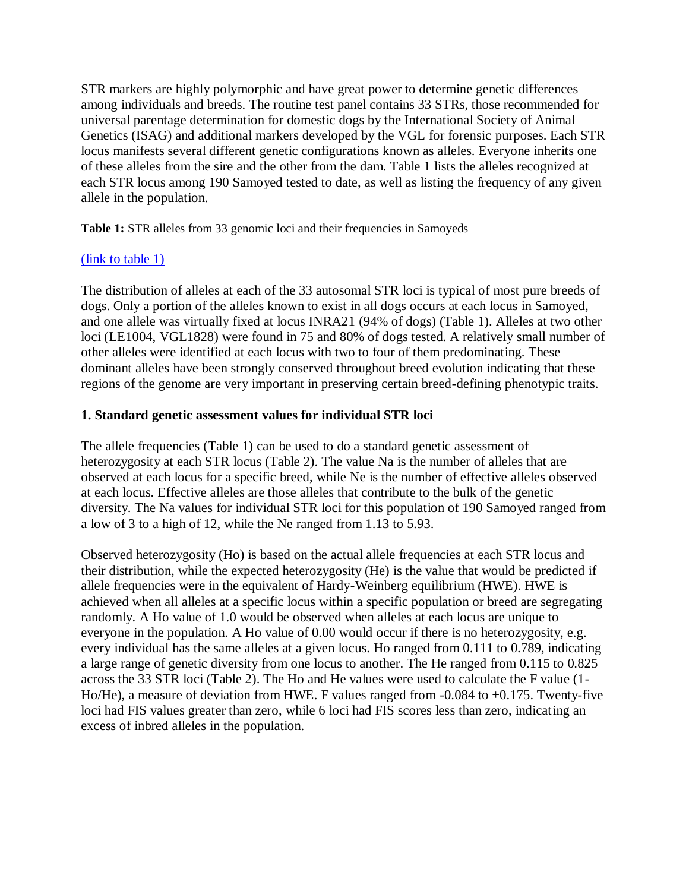STR markers are highly polymorphic and have great power to determine genetic differences among individuals and breeds. The routine test panel contains 33 STRs, those recommended for universal parentage determination for domestic dogs by the International Society of Animal Genetics (ISAG) and additional markers developed by the VGL for forensic purposes. Each STR locus manifests several different genetic configurations known as alleles. Everyone inherits one of these alleles from the sire and the other from the dam. Table 1 lists the alleles recognized at each STR locus among 190 Samoyed tested to date, as well as listing the frequency of any given allele in the population.

**Table 1:** STR alleles from 33 genomic loci and their frequencies in Samoyeds

(link to table 1)

The distribution of alleles at each of the 33 autosomal STR loci is typical of most pure breeds of dogs. Only a portion of the alleles known to exist in all dogs occurs at each locus in Samoyed, and one allele was virtually fixed at locus INRA21 (94% of dogs) (Table 1). Alleles at two other loci (LE1004, VGL1828) were found in 75 and 80% of dogs tested. A relatively small number of other alleles were identified at each locus with two to four of them predominating. These dominant alleles have been strongly conserved throughout breed evolution indicating that these regions of the genome are very important in preserving certain breed-defining phenotypic traits.

### 1. Standard genetic assessment values for individual STR loci

The allele frequencies (Table 1) can be used to do a standard genetic assessment of heterozygosity at each STR locus (Table 2). The value Na is the number of alleles that are observed at each locus for a specific breed, while Ne is the number of effective alleles observed at each locus. Effective alleles are those alleles that contribute to the bulk of the genetic diversity. The Na values for individual STR loci for this population of 190 Samoyed ranged from a low of 3 to a high of 12, while the Ne ranged from 1.13 to 5.93.

Observed heterozygosity (Ho) is based on the actual allele frequencies at each STR locus and their distribution, while the expected heterozygosity (He) is the value that would be predicted if allele frequencies were in the equivalent of Hardy-Weinberg equilibrium (HWE). HWE is achieved when all alleles at a specific locus within a specific population or breed are segregating randomly. A Ho value of 1.0 would be observed when alleles at each locus are unique to everyone in the population. A Ho value of 0.00 would occur if there is no heterozygosity, e.g. every individual has the same alleles at a given locus. Ho ranged from 0.111 to 0.789, indicating a large range of genetic diversity from one locus to another. The He ranged from 0.115 to 0.825 across the 33 STR loci (Table 2). The Ho and He values were used to calculate the F value (1-Ho/He), a measure of deviation from HWE. F values ranged from -0.084 to +0.175. Twenty-five loci had FIS values greater than zero, while 6 loci had FIS scores less than zero, indicating an excess of inbred alleles in the population.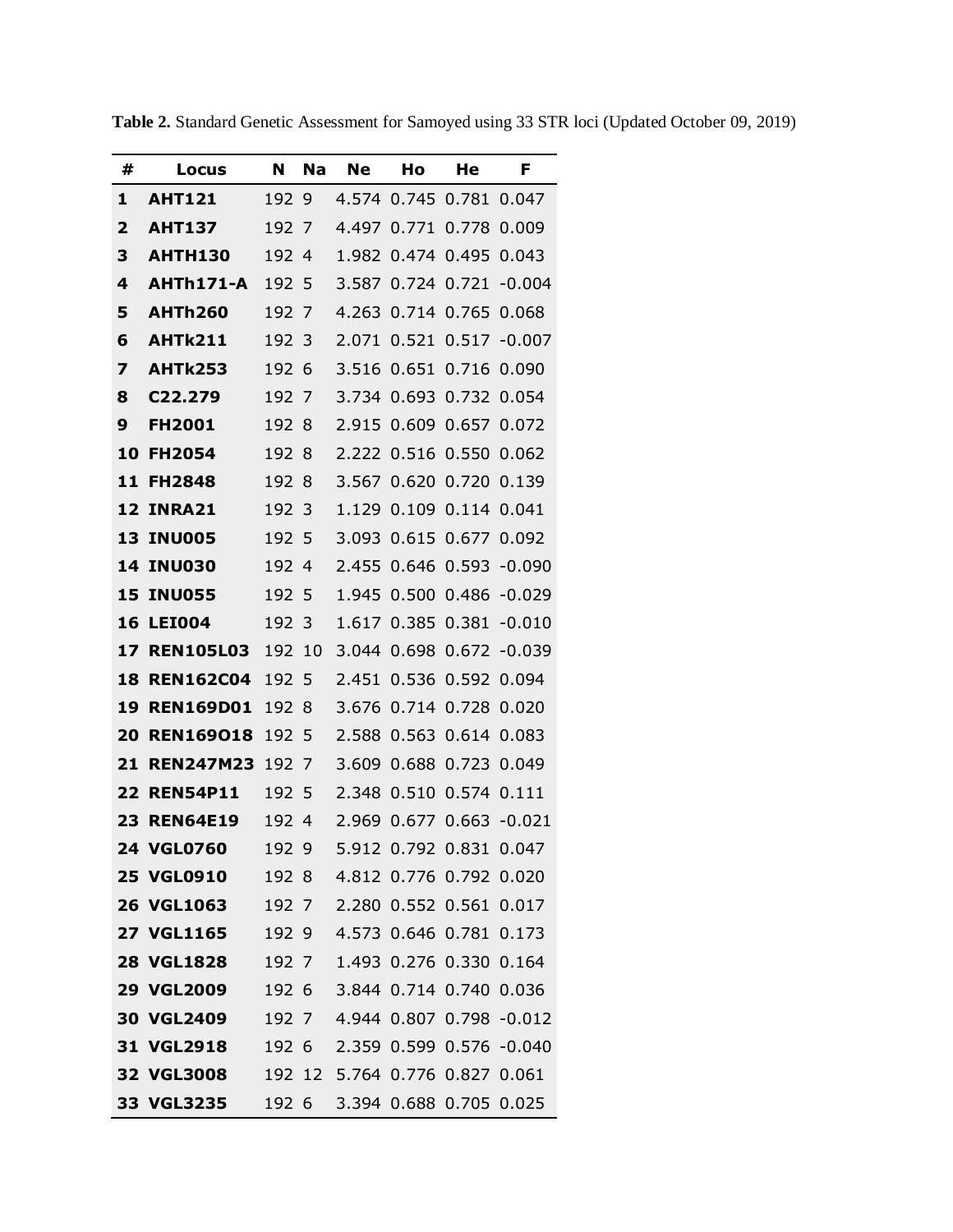**Table 2.** Standard Genetic Assessment for Samoyed using 33 STR loci (Updated October 09, 2019)

| # | Locus | N | Na | Ne | Ho | He | F |
|---|---|---|---|---|---|---|---|
| 1 | AHT121 | 192 | 9 | 4.574 | 0.745 | 0.781 | 0.047 |
| 2 | AHT137 | 192 | 7 | 4.497 | 0.771 | 0.778 | 0.009 |
| 3 | AHTH130 | 192 | 4 | 1.982 | 0.474 | 0.495 | 0.043 |
| 4 | AHTh171-A | 192 | 5 | 3.587 | 0.724 | 0.721 | -0.004 |
| 5 | AHTh260 | 192 | 7 | 4.263 | 0.714 | 0.765 | 0.068 |
| 6 | AHTk211 | 192 | 3 | 2.071 | 0.521 | 0.517 | -0.007 |
| 7 | AHTk253 | 192 | 6 | 3.516 | 0.651 | 0.716 | 0.090 |
| 8 | C22.279 | 192 | 7 | 3.734 | 0.693 | 0.732 | 0.054 |
| 9 | FH2001 | 192 | 8 | 2.915 | 0.609 | 0.657 | 0.072 |
| 10 | FH2054 | 192 | 8 | 2.222 | 0.516 | 0.550 | 0.062 |
| 11 | FH2848 | 192 | 8 | 3.567 | 0.620 | 0.720 | 0.139 |
| 12 | INRA21 | 192 | 3 | 1.129 | 0.109 | 0.114 | 0.041 |
| 13 | INU005 | 192 | 5 | 3.093 | 0.615 | 0.677 | 0.092 |
| 14 | INU030 | 192 | 4 | 2.455 | 0.646 | 0.593 | -0.090 |
| 15 | INU055 | 192 | 5 | 1.945 | 0.500 | 0.486 | -0.029 |
| 16 | LEI004 | 192 | 3 | 1.617 | 0.385 | 0.381 | -0.010 |
| 17 | REN105L03 | 192 | 10 | 3.044 | 0.698 | 0.672 | -0.039 |
| 18 | REN162C04 | 192 | 5 | 2.451 | 0.536 | 0.592 | 0.094 |
| 19 | REN169D01 | 192 | 8 | 3.676 | 0.714 | 0.728 | 0.020 |
| 20 | REN169O18 | 192 | 5 | 2.588 | 0.563 | 0.614 | 0.083 |
| 21 | REN247M23 | 192 | 7 | 3.609 | 0.688 | 0.723 | 0.049 |
| 22 | REN54P11 | 192 | 5 | 2.348 | 0.510 | 0.574 | 0.111 |
| 23 | REN64E19 | 192 | 4 | 2.969 | 0.677 | 0.663 | -0.021 |
| 24 | VGL0760 | 192 | 9 | 5.912 | 0.792 | 0.831 | 0.047 |
| 25 | VGL0910 | 192 | 8 | 4.812 | 0.776 | 0.792 | 0.020 |
| 26 | VGL1063 | 192 | 7 | 2.280 | 0.552 | 0.561 | 0.017 |
| 27 | VGL1165 | 192 | 9 | 4.573 | 0.646 | 0.781 | 0.173 |
| 28 | VGL1828 | 192 | 7 | 1.493 | 0.276 | 0.330 | 0.164 |
| 29 | VGL2009 | 192 | 6 | 3.844 | 0.714 | 0.740 | 0.036 |
| 30 | VGL2409 | 192 | 7 | 4.944 | 0.807 | 0.798 | -0.012 |
| 31 | VGL2918 | 192 | 6 | 2.359 | 0.599 | 0.576 | -0.040 |
| 32 | VGL3008 | 192 | 12 | 5.764 | 0.776 | 0.827 | 0.061 |
| 33 | VGL3235 | 192 | 6 | 3.394 | 0.688 | 0.705 | 0.025 |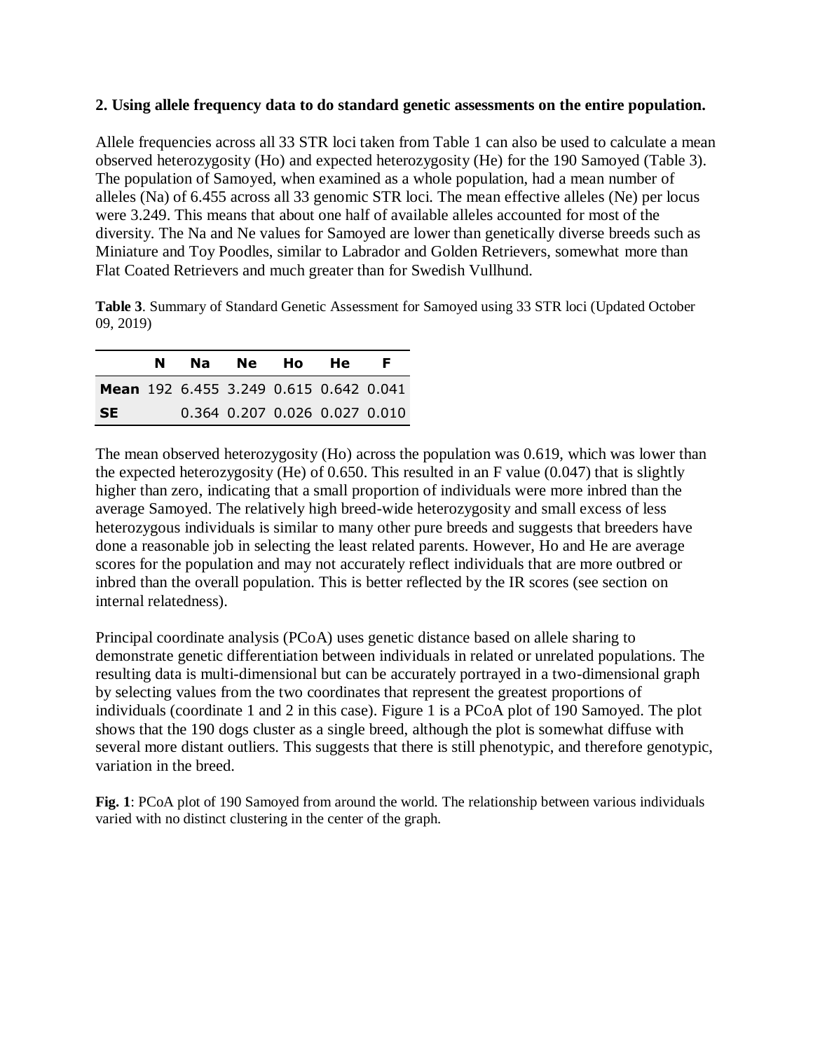**2. Using allele frequency data to do standard genetic assessments on the entire population.**

Allele frequencies across all 33 STR loci taken from Table 1 can also be used to calculate a mean observed heterozygosity (Ho) and expected heterozygosity (He) for the 190 Samoyed (Table 3). The population of Samoyed, when examined as a whole population, had a mean number of alleles (Na) of 6.455 across all 33 genomic STR loci. The mean effective alleles (Ne) per locus were 3.249. This means that about one half of available alleles accounted for most of the diversity. The Na and Ne values for Samoyed are lower than genetically diverse breeds such as Miniature and Toy Poodles, similar to Labrador and Golden Retrievers, somewhat more than Flat Coated Retrievers and much greater than for Swedish Vullhund.

**Table 3**. Summary of Standard Genetic Assessment for Samoyed using 33 STR loci (Updated October 09, 2019)

| | N | Na | Ne | Ho | He | F |
|---|---|---|---|---|---|---|
| **Mean** | 192 | 6.455 | 3.249 | 0.615 | 0.642 | 0.041 |
| **SE** | | 0.364 | 0.207 | 0.026 | 0.027 | 0.010 |

The mean observed heterozygosity (Ho) across the population was 0.619, which was lower than the expected heterozygosity (He) of 0.650. This resulted in an F value (0.047) that is slightly higher than zero, indicating that a small proportion of individuals were more inbred than the average Samoyed. The relatively high breed-wide heterozygosity and small excess of less heterozygous individuals is similar to many other pure breeds and suggests that breeders have done a reasonable job in selecting the least related parents. However, Ho and He are average scores for the population and may not accurately reflect individuals that are more outbred or inbred than the overall population. This is better reflected by the IR scores (see section on internal relatedness).

Principal coordinate analysis (PCoA) uses genetic distance based on allele sharing to demonstrate genetic differentiation between individuals in related or unrelated populations. The resulting data is multi-dimensional but can be accurately portrayed in a two-dimensional graph by selecting values from the two coordinates that represent the greatest proportions of individuals (coordinate 1 and 2 in this case). Figure 1 is a PCoA plot of 190 Samoyed. The plot shows that the 190 dogs cluster as a single breed, although the plot is somewhat diffuse with several more distant outliers. This suggests that there is still phenotypic, and therefore genotypic, variation in the breed.

**Fig. 1**: PCoA plot of 190 Samoyed from around the world. The relationship between various individuals varied with no distinct clustering in the center of the graph.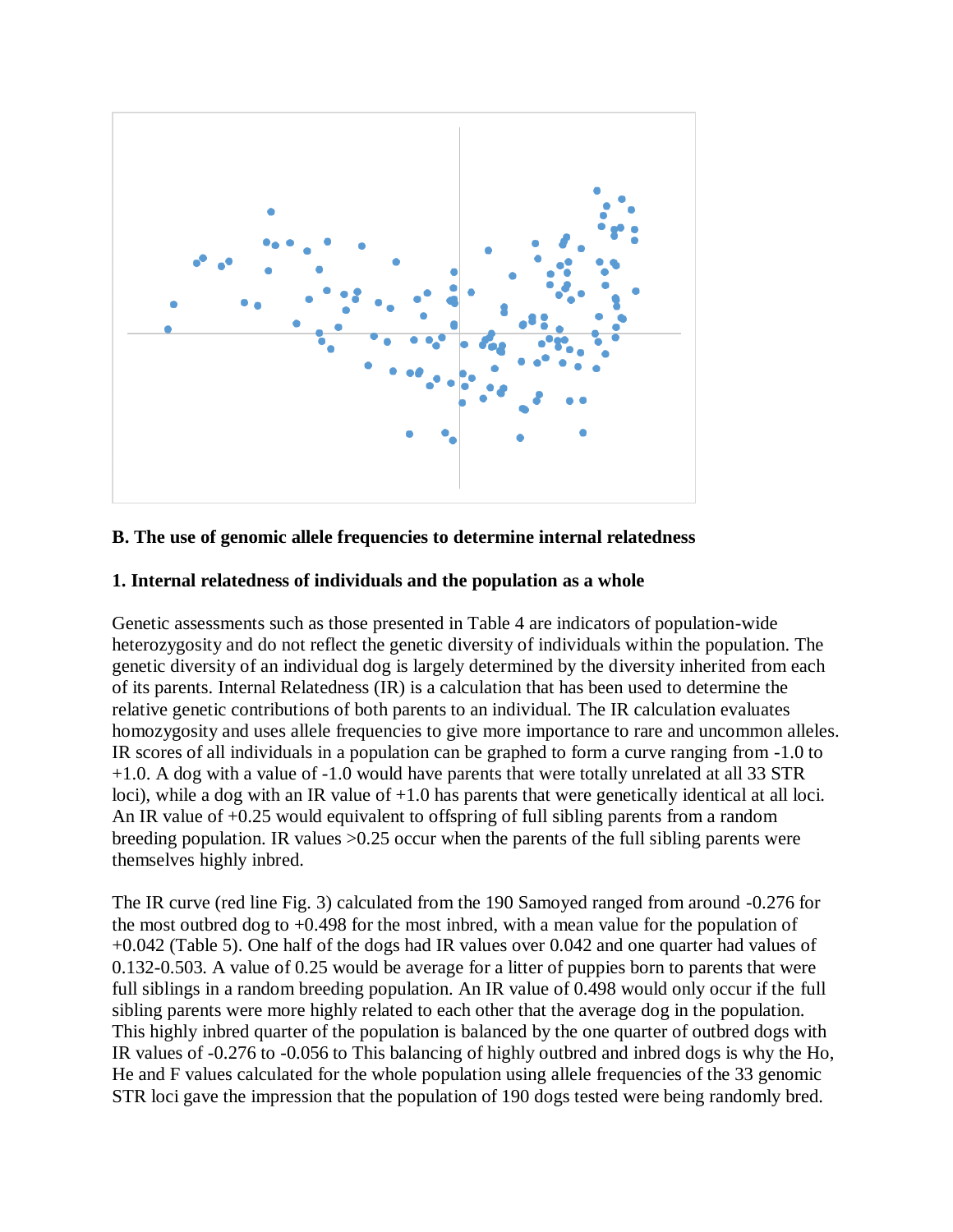## B. The use of genomic allele frequencies to determine internal relatedness

### 1. Internal relatedness of individuals and the population as a whole

Genetic assessments such as those presented in Table 4 are indicators of population-wide heterozygosity and do not reflect the genetic diversity of individuals within the population. The genetic diversity of an individual dog is largely determined by the diversity inherited from each of its parents. Internal Relatedness (IR) is a calculation that has been used to determine the relative genetic contributions of both parents to an individual. The IR calculation evaluates homozygosity and uses allele frequencies to give more importance to rare and uncommon alleles. IR scores of all individuals in a population can be graphed to form a curve ranging from -1.0 to +1.0. A dog with a value of -1.0 would have parents that were totally unrelated at all 33 STR loci), while a dog with an IR value of +1.0 has parents that were genetically identical at all loci. An IR value of +0.25 would equivalent to offspring of full sibling parents from a random breeding population. IR values >0.25 occur when the parents of the full sibling parents were themselves highly inbred.

The IR curve (red line Fig. 3) calculated from the 190 Samoyed ranged from around -0.276 for the most outbred dog to +0.498 for the most inbred, with a mean value for the population of +0.042 (Table 5). One half of the dogs had IR values over 0.042 and one quarter had values of 0.132-0.503. A value of 0.25 would be average for a litter of puppies born to parents that were full siblings in a random breeding population. An IR value of 0.498 would only occur if the full sibling parents were more highly related to each other that the average dog in the population. This highly inbred quarter of the population is balanced by the one quarter of outbred dogs with IR values of -0.276 to -0.056 to This balancing of highly outbred and inbred dogs is why the Ho, He and F values calculated for the whole population using allele frequencies of the 33 genomic STR loci gave the impression that the population of 190 dogs tested were being randomly bred.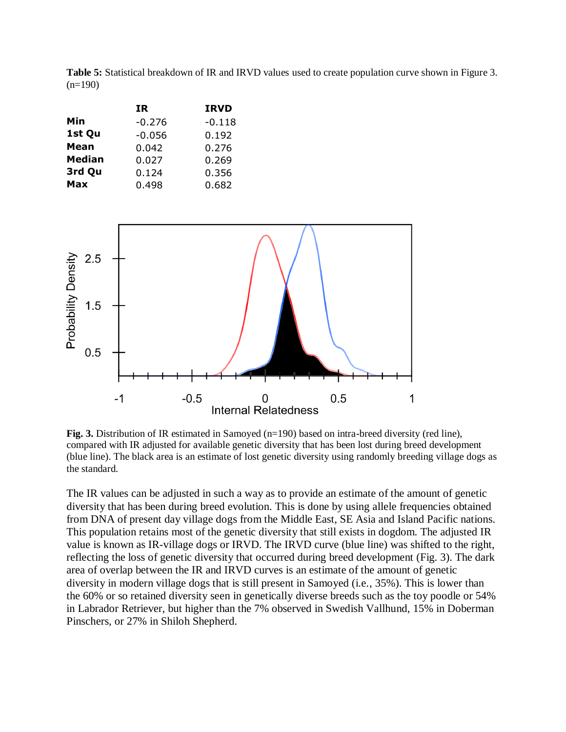**Table 5:** Statistical breakdown of IR and IRVD values used to create population curve shown in Figure 3. (n=190)

| | IR | IRVD |
|---|---|---|
| **Min** | -0.276 | -0.118 |
| **1st Qu** | -0.056 | 0.192 |
| **Mean** | 0.042 | 0.276 |
| **Median** | 0.027 | 0.269 |
| **3rd Qu** | 0.124 | 0.356 |
| **Max** | 0.498 | 0.682 |

**Fig. 3.** Distribution of IR estimated in Samoyed (n=190) based on intra-breed diversity (red line), compared with IR adjusted for available genetic diversity that has been lost during breed development (blue line). The black area is an estimate of lost genetic diversity using randomly breeding village dogs as the standard.

The IR values can be adjusted in such a way as to provide an estimate of the amount of genetic diversity that has been during breed evolution. This is done by using allele frequencies obtained from DNA of present day village dogs from the Middle East, SE Asia and Island Pacific nations. This population retains most of the genetic diversity that still exists in dogdom. The adjusted IR value is known as IR-village dogs or IRVD. The IRVD curve (blue line) was shifted to the right, reflecting the loss of genetic diversity that occurred during breed development (Fig. 3). The dark area of overlap between the IR and IRVD curves is an estimate of the amount of genetic diversity in modern village dogs that is still present in Samoyed (i.e., 35%). This is lower than the 60% or so retained diversity seen in genetically diverse breeds such as the toy poodle or 54% in Labrador Retriever, but higher than the 7% observed in Swedish Vallhund, 15% in Doberman Pinschers, or 27% in Shiloh Shepherd.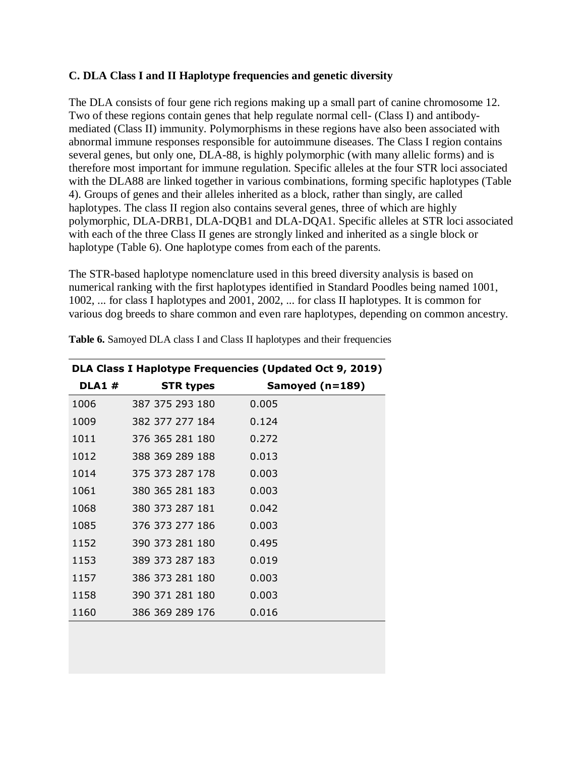### C. DLA Class I and II Haplotype frequencies and genetic diversity

The DLA consists of four gene rich regions making up a small part of canine chromosome 12. Two of these regions contain genes that help regulate normal cell- (Class I) and antibody-mediated (Class II) immunity. Polymorphisms in these regions have also been associated with abnormal immune responses responsible for autoimmune diseases. The Class I region contains several genes, but only one, DLA-88, is highly polymorphic (with many allelic forms) and is therefore most important for immune regulation. Specific alleles at the four STR loci associated with the DLA88 are linked together in various combinations, forming specific haplotypes (Table 4). Groups of genes and their alleles inherited as a block, rather than singly, are called haplotypes. The class II region also contains several genes, three of which are highly polymorphic, DLA-DRB1, DLA-DQB1 and DLA-DQA1. Specific alleles at STR loci associated with each of the three Class II genes are strongly linked and inherited as a single block or haplotype (Table 6). One haplotype comes from each of the parents.

The STR-based haplotype nomenclature used in this breed diversity analysis is based on numerical ranking with the first haplotypes identified in Standard Poodles being named 1001, 1002, ... for class I haplotypes and 2001, 2002, ... for class II haplotypes. It is common for various dog breeds to share common and even rare haplotypes, depending on common ancestry.

**Table 6.** Samoyed DLA class I and Class II haplotypes and their frequencies

**DLA Class I Haplotype Frequencies (Updated Oct 9, 2019)**

| DLA1 # | STR types | Samoyed (n=189) |
|---|---|---|
| 1006 | 387 375 293 180 | 0.005 |
| 1009 | 382 377 277 184 | 0.124 |
| 1011 | 376 365 281 180 | 0.272 |
| 1012 | 388 369 289 188 | 0.013 |
| 1014 | 375 373 287 178 | 0.003 |
| 1061 | 380 365 281 183 | 0.003 |
| 1068 | 380 373 287 181 | 0.042 |
| 1085 | 376 373 277 186 | 0.003 |
| 1152 | 390 373 281 180 | 0.495 |
| 1153 | 389 373 287 183 | 0.019 |
| 1157 | 386 373 281 180 | 0.003 |
| 1158 | 390 371 281 180 | 0.003 |
| 1160 | 386 369 289 176 | 0.016 |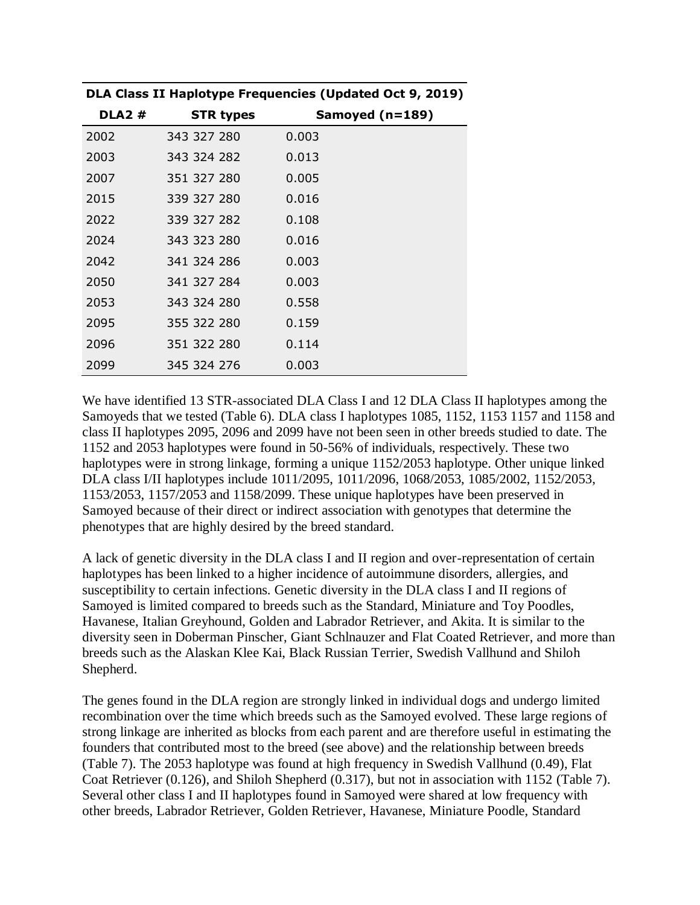| DLA Class II Haplotype Frequencies (Updated Oct 9, 2019) | | |
|---|---|---|
| **DLA2 #** | **STR types** | **Samoyed (n=189)** |
| 2002 | 343 327 280 | 0.003 |
| 2003 | 343 324 282 | 0.013 |
| 2007 | 351 327 280 | 0.005 |
| 2015 | 339 327 280 | 0.016 |
| 2022 | 339 327 282 | 0.108 |
| 2024 | 343 323 280 | 0.016 |
| 2042 | 341 324 286 | 0.003 |
| 2050 | 341 327 284 | 0.003 |
| 2053 | 343 324 280 | 0.558 |
| 2095 | 355 322 280 | 0.159 |
| 2096 | 351 322 280 | 0.114 |
| 2099 | 345 324 276 | 0.003 |

We have identified 13 STR-associated DLA Class I and 12 DLA Class II haplotypes among the Samoyeds that we tested (Table 6). DLA class I haplotypes 1085, 1152, 1153 1157 and 1158 and class II haplotypes 2095, 2096 and 2099 have not been seen in other breeds studied to date. The 1152 and 2053 haplotypes were found in 50-56% of individuals, respectively. These two haplotypes were in strong linkage, forming a unique 1152/2053 haplotype. Other unique linked DLA class I/II haplotypes include 1011/2095, 1011/2096, 1068/2053, 1085/2002, 1152/2053, 1153/2053, 1157/2053 and 1158/2099. These unique haplotypes have been preserved in Samoyed because of their direct or indirect association with genotypes that determine the phenotypes that are highly desired by the breed standard.

A lack of genetic diversity in the DLA class I and II region and over-representation of certain haplotypes has been linked to a higher incidence of autoimmune disorders, allergies, and susceptibility to certain infections. Genetic diversity in the DLA class I and II regions of Samoyed is limited compared to breeds such as the Standard, Miniature and Toy Poodles, Havanese, Italian Greyhound, Golden and Labrador Retriever, and Akita. It is similar to the diversity seen in Doberman Pinscher, Giant Schlnauzer and Flat Coated Retriever, and more than breeds such as the Alaskan Klee Kai, Black Russian Terrier, Swedish Vallhund and Shiloh Shepherd.

The genes found in the DLA region are strongly linked in individual dogs and undergo limited recombination over the time which breeds such as the Samoyed evolved. These large regions of strong linkage are inherited as blocks from each parent and are therefore useful in estimating the founders that contributed most to the breed (see above) and the relationship between breeds (Table 7). The 2053 haplotype was found at high frequency in Swedish Vallhund (0.49), Flat Coat Retriever (0.126), and Shiloh Shepherd (0.317), but not in association with 1152 (Table 7). Several other class I and II haplotypes found in Samoyed were shared at low frequency with other breeds, Labrador Retriever, Golden Retriever, Havanese, Miniature Poodle, Standard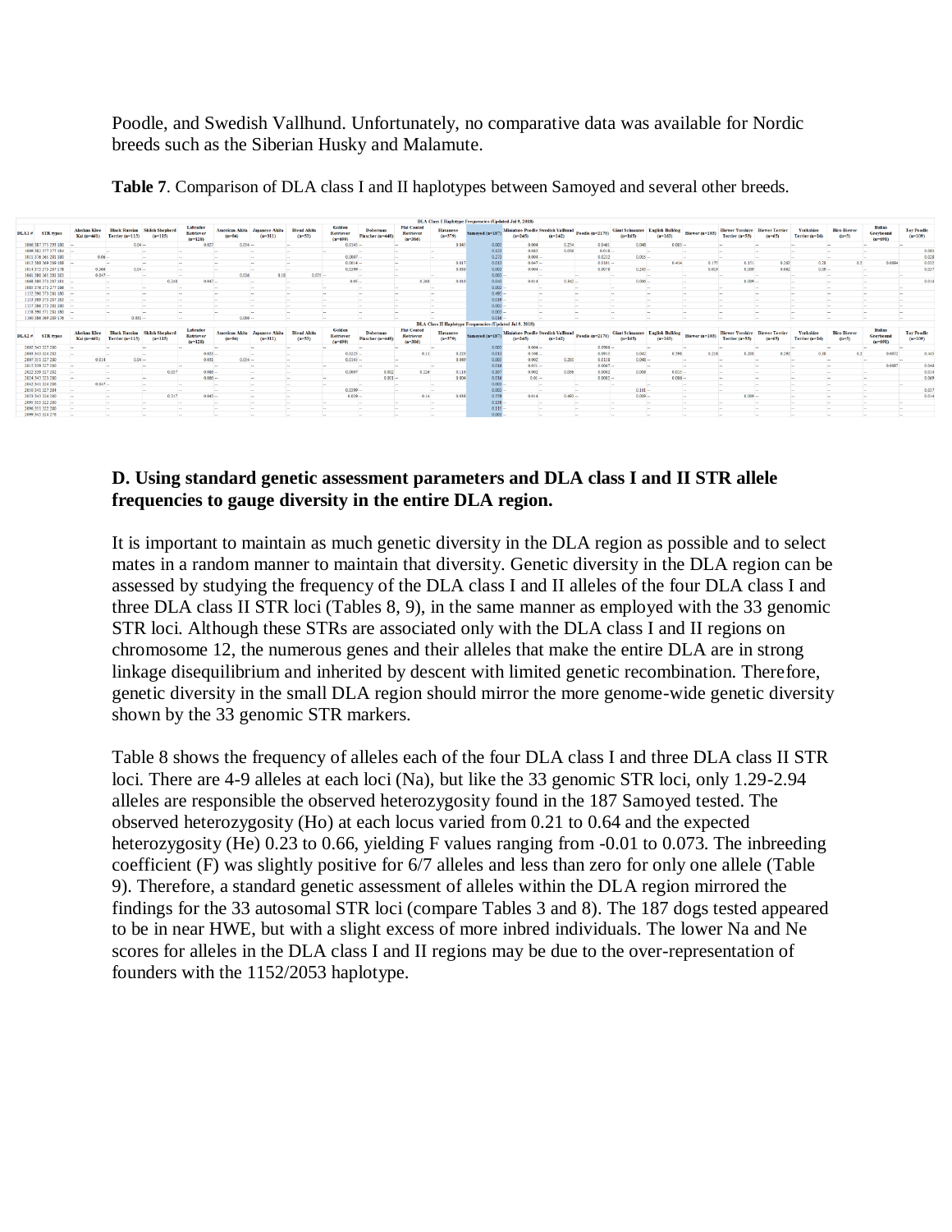Poodle, and Swedish Vallhund. Unfortunately, no comparative data was available for Nordic breeds such as the Siberian Husky and Malamute.

**Table 7**. Comparison of DLA class I and II haplotypes between Samoyed and several other breeds.

DLA Class I Haplotype Frequencies (Updated Jul 9, 2018)

| DLA1 # | STR types | Alaskan Klee Kai (n=461) | Black Russian Terrier (n=115) | Shiloh Shepherd (n=115) | Labrador Retriever (n=120) | American Akita (n=94) | Japanese Akita (n=311) | Blend Akita (n=53) | Golden Retriever (n=609) | Doberman Pinscher (n=448) | Flat Coated Retriever (n=306) | Havanese (n=379) | Samoyed (n=187) | Miniature Poodle (n=265) | Swedish Vallhund (n=142) | Poodle (n=2170) | Giant Schnauzer (n=165) | English Bulldog (n=163) | Biewer (n=105) | Biewer Yorkshire Terrier (n=53) | Biewer Terrier (n=65) | Yorkshire Terrier (n=16) | Biro Biewer (n=5) | Italian Greyhound (n=691) | Toy Poodle (n=109) |
|---|---|---|---|---|---|---|---|---|---|---|---|---|---|---|---|---|---|---|---|---|---|---|---|---|---|
| 1006 | 387 373 259 180 | -- | 0.04 | -- | 0.027 | 0.054 | -- | -- | 0.0345 | -- | -- | 0.048 | 0.005 | 0.004 | 0.254 | 0.0461 | 0.048 | 0.003 | -- | -- | -- | -- | -- | -- | -- |
| 1009 | 382 377 277 184 | -- | -- | -- | -- | -- | -- | -- | -- | -- | -- | -- | 0.123 | 0.032 | 0.056 | 0.018 | -- | -- | -- | -- | -- | -- | -- | -- | 0.083 |
| 1011 | 376 365 281 180 | 0.08 | -- | -- | -- | -- | -- | -- | 0.0007 | -- | -- | -- | 0.273 | 0.004 | -- | 0.0212 | 0.003 | -- | -- | -- | -- | -- | -- | -- | 0.028 |
| 1012 | 380 369 289 188 | -- | -- | -- | -- | -- | -- | -- | 0.0014 | -- | -- | 0.017 | 0.011 | 0.047 | -- | 0.0161 | -- | 0.434 | 0.175 | 0.151 | 0.262 | 0.28 | 0.2 | 0.0094 | 0.032 |
| 1014 | 372 373 257 178 | 0.309 | 0.04 | -- | -- | -- | -- | -- | 0.0399 | -- | -- | 0.086 | 0.005 | 0.004 | -- | 0.0078 | 0.243 | -- | 0.019 | 0.009 | 0.062 | 0.09 | -- | -- | 0.037 |
| 1061 | 380 365 281 183 | 0.047 | -- | -- | -- | 0.036 | 0.18 | 0.075 | -- | -- | -- | -- | 0.005 | -- | -- | -- | -- | -- | -- | -- | -- | -- | -- | -- | -- |
| 1068 | 380 373 257 181 | -- | -- | 0.248 | 0.047 | -- | -- | -- | 0.05 | -- | 0.268 | 0.010 | 0.043 | 0.014 | 0.842 | -- | 0.065 | -- | -- | 0.009 | -- | -- | -- | -- | 0.014 |
| 1085 | 376 373 277 180 | -- | -- | -- | -- | -- | -- | -- | -- | -- | -- | -- | 0.003 | -- | -- | -- | -- | -- | -- | -- | -- | -- | -- | -- | -- |
| 1152 | 390 373 281 180 | -- | -- | -- | -- | -- | -- | -- | -- | -- | -- | -- | 0.495 | -- | -- | -- | -- | -- | -- | -- | -- | -- | -- | -- | -- |
| 1155 | 389 373 257 182 | -- | -- | -- | -- | -- | -- | -- | -- | -- | -- | -- | 0.019 | -- | -- | -- | -- | -- | -- | -- | -- | -- | -- | -- | -- |
| 1157 | 386 373 281 180 | -- | -- | -- | -- | -- | -- | -- | -- | -- | -- | -- | 0.003 | -- | -- | -- | -- | -- | -- | -- | -- | -- | -- | -- | -- |
| 1158 | 390 371 283 180 | -- | -- | -- | -- | -- | -- | -- | -- | -- | -- | -- | 0.003 | -- | -- | -- | -- | -- | -- | -- | -- | -- | -- | -- | -- |
| 1160 | 386 369 289 176 | -- | 0.032 | -- | -- | 0.036 | -- | -- | -- | -- | -- | -- | 0.016 | -- | -- | -- | -- | -- | -- | -- | -- | -- | -- | -- | -- |

DLA Class II Haplotype Frequencies (Updated Jul 9, 2018)

| DLA2 # | STR types | Alaskan Klee Kai (n=461) | Black Russian Terrier (n=115) | Shiloh Shepherd (n=115) | Labrador Retriever (n=120) | American Akita (n=94) | Japanese Akita (n=311) | Blend Akita (n=53) | Golden Retriever (n=609) | Doberman Pinscher (n=448) | Flat Coated Retriever (n=306) | Havanese (n=379) | Samoyed (n=187) | Miniature Poodle (n=265) | Swedish Vallhund (n=142) | Poodle (n=2170) | Giant Schnauzer (n=165) | English Bulldog (n=163) | Biewer (n=105) | Biewer Yorkshire Terrier (n=53) | Biewer Terrier (n=65) | Yorkshire Terrier (n=16) | Biro Biewer (n=5) | Italian Greyhound (n=691) | Toy Poodle (n=109) |
|---|---|---|---|---|---|---|---|---|---|---|---|---|---|---|---|---|---|---|---|---|---|---|---|---|---|
| 2002 | 343 327 280 | -- | -- | -- | -- | -- | -- | -- | -- | -- | -- | -- | 0.003 | 0.004 | -- | 0.0900 | -- | -- | -- | -- | -- | -- | -- | -- | -- |
| 2005 | 343 324 282 | -- | -- | -- | 0.025 | -- | -- | -- | 0.0225 | -- | 0.13 | 0.223 | 0.011 | 0.308 | -- | 0.0915 | 0.042 | 0.598 | 0.218 | 0.208 | 0.246 | 0.38 | 0.2 | 0.0072 | 0.443 |
| 2007 | 351 327 280 | 0.014 | 0.04 | -- | 0.031 | 0.054 | -- | -- | 0.0345 | -- | -- | 0.049 | 0.005 | 0.002 | 0.261 | 0.0118 | 0.048 | -- | -- | -- | -- | -- | -- | -- | -- |
| 2015 | 339 327 280 | -- | -- | -- | -- | -- | -- | -- | -- | -- | -- | -- | 0.016 | 0.075 | -- | 0.0067 | -- | -- | -- | -- | -- | -- | -- | 0.6087 | 0.046 |
| 2022 | 339 327 282 | -- | -- | 0.037 | 0.008 | -- | -- | -- | 0.0097 | 0.002 | 0.126 | 0.110 | 0.007 | 0.002 | 0.056 | 0.0082 | 0.006 | 0.015 | -- | -- | -- | -- | -- | -- | 0.019 |
| 2024 | 343 323 280 | -- | -- | -- | 0.008 | -- | -- | -- | -- | 0.001 | -- | 0.004 | 0.016 | 0.01 | -- | 0.0005 | -- | 0.006 | -- | -- | -- | -- | -- | -- | 0.069 |
| 2042 | 341 324 280 | 0.047 | -- | -- | -- | -- | -- | -- | -- | -- | -- | -- | 0.005 | -- | -- | -- | -- | -- | -- | -- | -- | -- | -- | -- | -- |
| 2050 | 341 327 284 | -- | -- | -- | -- | -- | -- | -- | 0.0399 | -- | -- | -- | 0.003 | -- | -- | -- | 0.161 | -- | -- | -- | -- | -- | -- | -- | 0.037 |
| 2053 | 343 324 280 | -- | -- | 0.317 | 0.045 | -- | -- | -- | 0.059 | -- | 0.14 | 0.080 | 0.559 | 0.014 | 0.493 | -- | 0.039 | -- | -- | 0.009 | -- | -- | -- | -- | 0.014 |
| 2095 | 355 322 280 | -- | -- | -- | -- | -- | -- | -- | -- | -- | -- | -- | 0.358 | -- | -- | -- | -- | -- | -- | -- | -- | -- | -- | -- | -- |
| 2096 | 351 322 280 | -- | -- | -- | -- | -- | -- | -- | -- | -- | -- | -- | 0.115 | -- | -- | -- | -- | -- | -- | -- | -- | -- | -- | -- | -- |
| 2099 | 345 324 278 | -- | -- | -- | -- | -- | -- | -- | -- | -- | -- | -- | 0.003 | -- | -- | -- | -- | -- | -- | -- | -- | -- | -- | -- | -- |

**D. Using standard genetic assessment parameters and DLA class I and II STR allele frequencies to gauge diversity in the entire DLA region.**

It is important to maintain as much genetic diversity in the DLA region as possible and to select mates in a random manner to maintain that diversity. Genetic diversity in the DLA region can be assessed by studying the frequency of the DLA class I and II alleles of the four DLA class I and three DLA class II STR loci (Tables 8, 9), in the same manner as employed with the 33 genomic STR loci. Although these STRs are associated only with the DLA class I and II regions on chromosome 12, the numerous genes and their alleles that make the entire DLA are in strong linkage disequilibrium and inherited by descent with limited genetic recombination. Therefore, genetic diversity in the small DLA region should mirror the more genome-wide genetic diversity shown by the 33 genomic STR markers.

Table 8 shows the frequency of alleles each of the four DLA class I and three DLA class II STR loci. There are 4-9 alleles at each loci (Na), but like the 33 genomic STR loci, only 1.29-2.94 alleles are responsible the observed heterozygosity found in the 187 Samoyed tested. The observed heterozygosity (Ho) at each locus varied from 0.21 to 0.64 and the expected heterozygosity (He) 0.23 to 0.66, yielding F values ranging from -0.01 to 0.073. The inbreeding coefficient (F) was slightly positive for 6/7 alleles and less than zero for only one allele (Table 9). Therefore, a standard genetic assessment of alleles within the DLA region mirrored the findings for the 33 autosomal STR loci (compare Tables 3 and 8). The 187 dogs tested appeared to be in near HWE, but with a slight excess of more inbred individuals. The lower Na and Ne scores for alleles in the DLA class I and II regions may be due to the over-representation of founders with the 1152/2053 haplotype.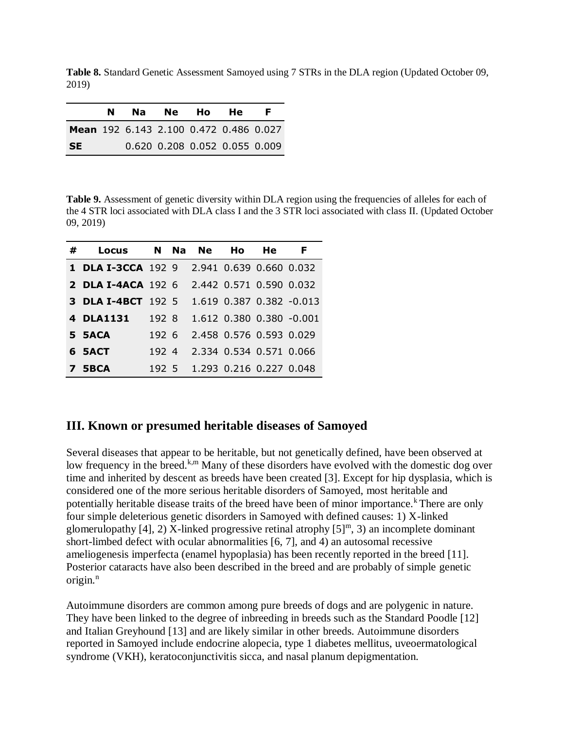**Table 8.** Standard Genetic Assessment Samoyed using 7 STRs in the DLA region (Updated October 09, 2019)

| | N | Na | Ne | Ho | He | F |
|---|---|---|---|---|---|---|
| **Mean** | 192 | 6.143 | 2.100 | 0.472 | 0.486 | 0.027 |
| **SE** | | 0.620 | 0.208 | 0.052 | 0.055 | 0.009 |

**Table 9.** Assessment of genetic diversity within DLA region using the frequencies of alleles for each of the 4 STR loci associated with DLA class I and the 3 STR loci associated with class II. (Updated October 09, 2019)

| # | Locus | N | Na | Ne | Ho | He | F |
|---|---|---|---|---|---|---|---|
| **1** | **DLA I-3CCA** | 192 | 9 | 2.941 | 0.639 | 0.660 | 0.032 |
| **2** | **DLA I-4ACA** | 192 | 6 | 2.442 | 0.571 | 0.590 | 0.032 |
| **3** | **DLA I-4BCT** | 192 | 5 | 1.619 | 0.387 | 0.382 | -0.013 |
| **4** | **DLA1131** | 192 | 8 | 1.612 | 0.380 | 0.380 | -0.001 |
| **5** | **5ACA** | 192 | 6 | 2.458 | 0.576 | 0.593 | 0.029 |
| **6** | **5ACT** | 192 | 4 | 2.334 | 0.534 | 0.571 | 0.066 |
| **7** | **5BCA** | 192 | 5 | 1.293 | 0.216 | 0.227 | 0.048 |

## III. Known or presumed heritable diseases of Samoyed

Several diseases that appear to be heritable, but not genetically defined, have been observed at low frequency in the breed.[k,m] Many of these disorders have evolved with the domestic dog over time and inherited by descent as breeds have been created [3]. Except for hip dysplasia, which is considered one of the more serious heritable disorders of Samoyed, most heritable and potentially heritable disease traits of the breed have been of minor importance.[k] There are only four simple deleterious genetic disorders in Samoyed with defined causes: 1) X-linked glomerulopathy [4], 2) X-linked progressive retinal atrophy [5][m], 3) an incomplete dominant short-limbed defect with ocular abnormalities [6, 7], and 4) an autosomal recessive ameliogenesis imperfecta (enamel hypoplasia) has been recently reported in the breed [11]. Posterior cataracts have also been described in the breed and are probably of simple genetic origin.[n]

Autoimmune disorders are common among pure breeds of dogs and are polygenic in nature. They have been linked to the degree of inbreeding in breeds such as the Standard Poodle [12] and Italian Greyhound [13] and are likely similar in other breeds. Autoimmune disorders reported in Samoyed include endocrine alopecia, type 1 diabetes mellitus, uveoermatological syndrome (VKH), keratoconjunctivitis sicca, and nasal planum depigmentation.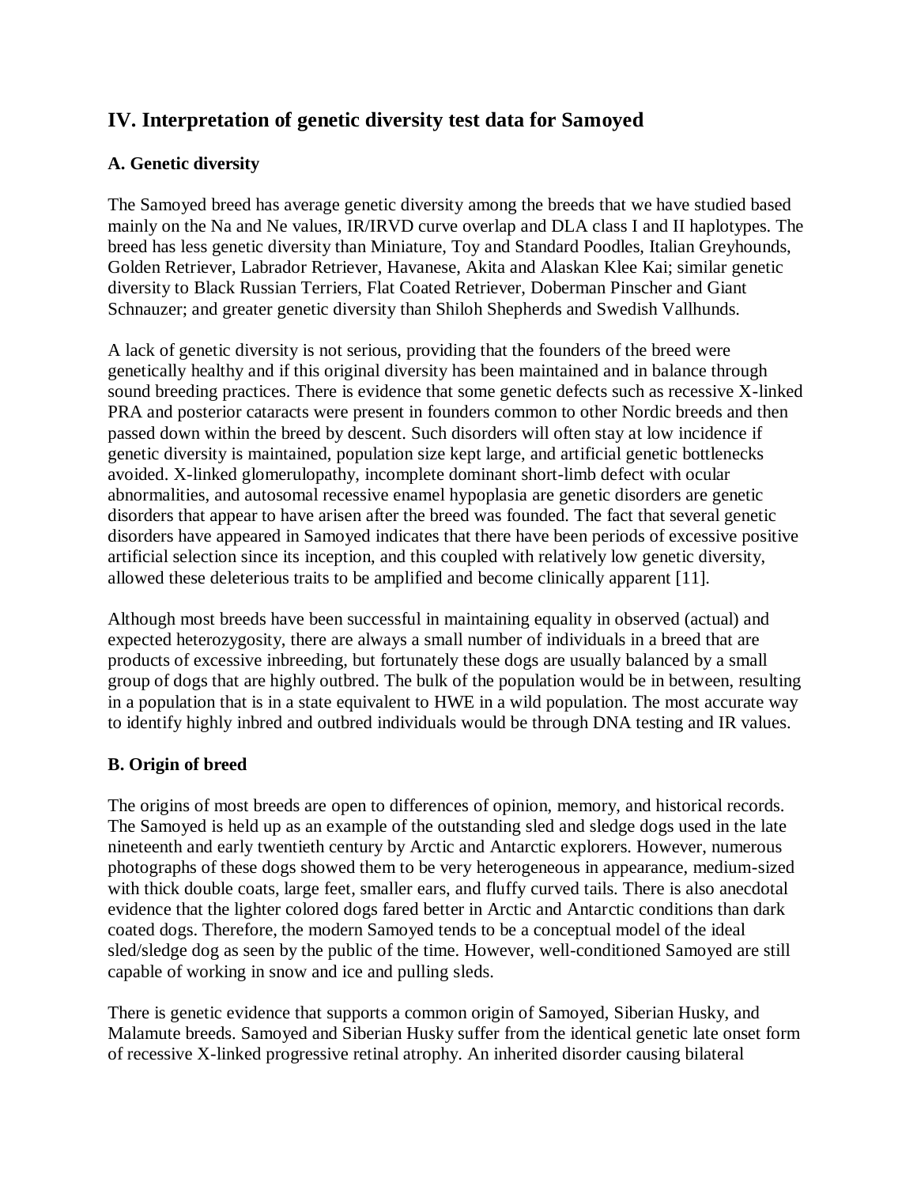## IV. Interpretation of genetic diversity test data for Samoyed

### A. Genetic diversity

The Samoyed breed has average genetic diversity among the breeds that we have studied based mainly on the Na and Ne values, IR/IRVD curve overlap and DLA class I and II haplotypes. The breed has less genetic diversity than Miniature, Toy and Standard Poodles, Italian Greyhounds, Golden Retriever, Labrador Retriever, Havanese, Akita and Alaskan Klee Kai; similar genetic diversity to Black Russian Terriers, Flat Coated Retriever, Doberman Pinscher and Giant Schnauzer; and greater genetic diversity than Shiloh Shepherds and Swedish Vallhunds.

A lack of genetic diversity is not serious, providing that the founders of the breed were genetically healthy and if this original diversity has been maintained and in balance through sound breeding practices. There is evidence that some genetic defects such as recessive X-linked PRA and posterior cataracts were present in founders common to other Nordic breeds and then passed down within the breed by descent. Such disorders will often stay at low incidence if genetic diversity is maintained, population size kept large, and artificial genetic bottlenecks avoided. X-linked glomerulopathy, incomplete dominant short-limb defect with ocular abnormalities, and autosomal recessive enamel hypoplasia are genetic disorders are genetic disorders that appear to have arisen after the breed was founded. The fact that several genetic disorders have appeared in Samoyed indicates that there have been periods of excessive positive artificial selection since its inception, and this coupled with relatively low genetic diversity, allowed these deleterious traits to be amplified and become clinically apparent [11].

Although most breeds have been successful in maintaining equality in observed (actual) and expected heterozygosity, there are always a small number of individuals in a breed that are products of excessive inbreeding, but fortunately these dogs are usually balanced by a small group of dogs that are highly outbred. The bulk of the population would be in between, resulting in a population that is in a state equivalent to HWE in a wild population. The most accurate way to identify highly inbred and outbred individuals would be through DNA testing and IR values.

### B. Origin of breed

The origins of most breeds are open to differences of opinion, memory, and historical records. The Samoyed is held up as an example of the outstanding sled and sledge dogs used in the late nineteenth and early twentieth century by Arctic and Antarctic explorers. However, numerous photographs of these dogs showed them to be very heterogeneous in appearance, medium-sized with thick double coats, large feet, smaller ears, and fluffy curved tails. There is also anecdotal evidence that the lighter colored dogs fared better in Arctic and Antarctic conditions than dark coated dogs. Therefore, the modern Samoyed tends to be a conceptual model of the ideal sled/sledge dog as seen by the public of the time. However, well-conditioned Samoyed are still capable of working in snow and ice and pulling sleds.

There is genetic evidence that supports a common origin of Samoyed, Siberian Husky, and Malamute breeds. Samoyed and Siberian Husky suffer from the identical genetic late onset form of recessive X-linked progressive retinal atrophy. An inherited disorder causing bilateral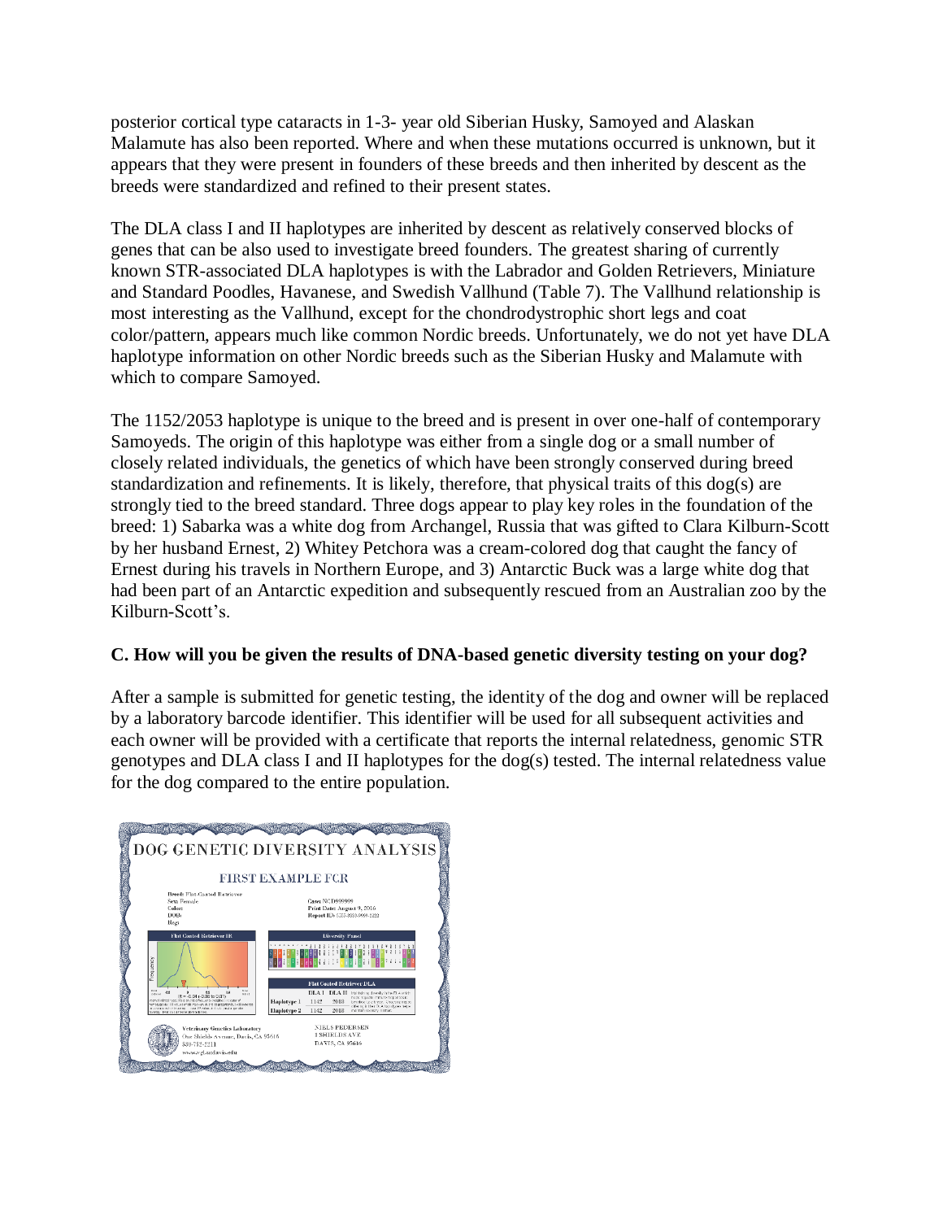posterior cortical type cataracts in 1-3- year old Siberian Husky, Samoyed and Alaskan Malamute has also been reported. Where and when these mutations occurred is unknown, but it appears that they were present in founders of these breeds and then inherited by descent as the breeds were standardized and refined to their present states.

The DLA class I and II haplotypes are inherited by descent as relatively conserved blocks of genes that can be also used to investigate breed founders. The greatest sharing of currently known STR-associated DLA haplotypes is with the Labrador and Golden Retrievers, Miniature and Standard Poodles, Havanese, and Swedish Vallhund (Table 7). The Vallhund relationship is most interesting as the Vallhund, except for the chondrodystrophic short legs and coat color/pattern, appears much like common Nordic breeds. Unfortunately, we do not yet have DLA haplotype information on other Nordic breeds such as the Siberian Husky and Malamute with which to compare Samoyed.

The 1152/2053 haplotype is unique to the breed and is present in over one-half of contemporary Samoyeds. The origin of this haplotype was either from a single dog or a small number of closely related individuals, the genetics of which have been strongly conserved during breed standardization and refinements. It is likely, therefore, that physical traits of this dog(s) are strongly tied to the breed standard. Three dogs appear to play key roles in the foundation of the breed: 1) Sabarka was a white dog from Archangel, Russia that was gifted to Clara Kilburn-Scott by her husband Ernest, 2) Whitey Petchora was a cream-colored dog that caught the fancy of Ernest during his travels in Northern Europe, and 3) Antarctic Buck was a large white dog that had been part of an Antarctic expedition and subsequently rescued from an Australian zoo by the Kilburn-Scott's.

**C. How will you be given the results of DNA-based genetic diversity testing on your dog?**

After a sample is submitted for genetic testing, the identity of the dog and owner will be replaced by a laboratory barcode identifier. This identifier will be used for all subsequent activities and each owner will be provided with a certificate that reports the internal relatedness, genomic STR genotypes and DLA class I and II haplotypes for the dog(s) tested. The internal relatedness value for the dog compared to the entire population.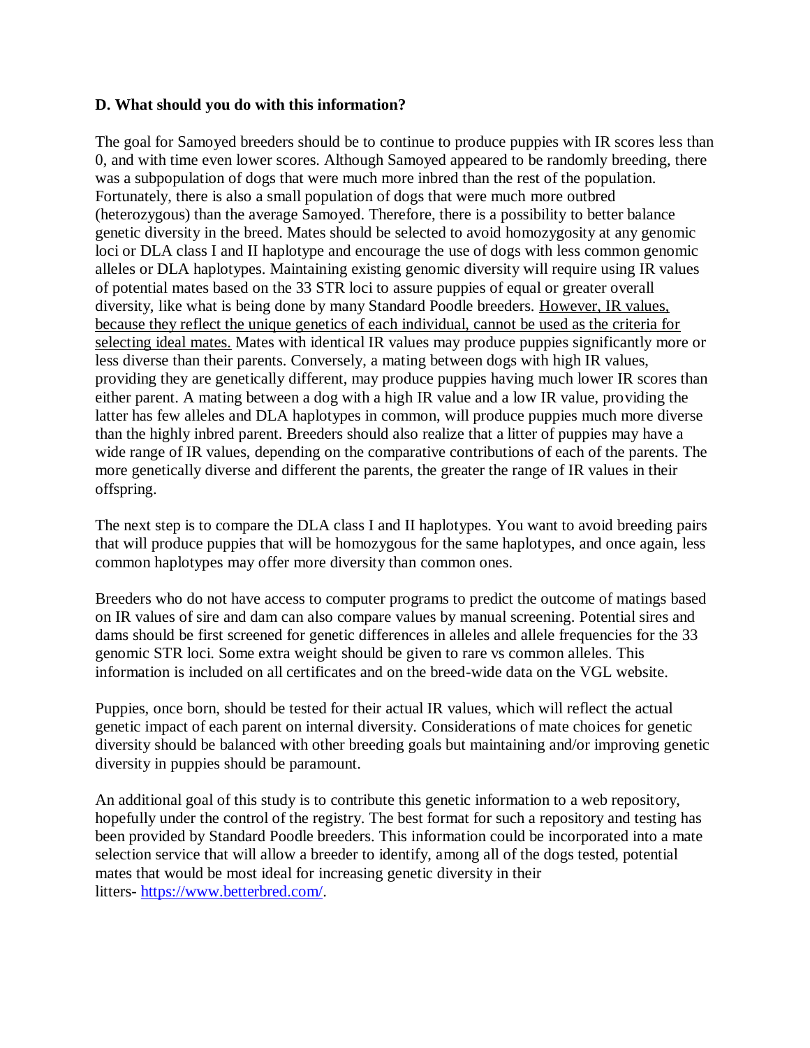**D. What should you do with this information?**

The goal for Samoyed breeders should be to continue to produce puppies with IR scores less than 0, and with time even lower scores. Although Samoyed appeared to be randomly breeding, there was a subpopulation of dogs that were much more inbred than the rest of the population. Fortunately, there is also a small population of dogs that were much more outbred (heterozygous) than the average Samoyed. Therefore, there is a possibility to better balance genetic diversity in the breed. Mates should be selected to avoid homozygosity at any genomic loci or DLA class I and II haplotype and encourage the use of dogs with less common genomic alleles or DLA haplotypes. Maintaining existing genomic diversity will require using IR values of potential mates based on the 33 STR loci to assure puppies of equal or greater overall diversity, like what is being done by many Standard Poodle breeders. <u>However, IR values, because they reflect the unique genetics of each individual, cannot be used as the criteria for selecting ideal mates.</u> Mates with identical IR values may produce puppies significantly more or less diverse than their parents. Conversely, a mating between dogs with high IR values, providing they are genetically different, may produce puppies having much lower IR scores than either parent. A mating between a dog with a high IR value and a low IR value, providing the latter has few alleles and DLA haplotypes in common, will produce puppies much more diverse than the highly inbred parent. Breeders should also realize that a litter of puppies may have a wide range of IR values, depending on the comparative contributions of each of the parents. The more genetically diverse and different the parents, the greater the range of IR values in their offspring.

The next step is to compare the DLA class I and II haplotypes. You want to avoid breeding pairs that will produce puppies that will be homozygous for the same haplotypes, and once again, less common haplotypes may offer more diversity than common ones.

Breeders who do not have access to computer programs to predict the outcome of matings based on IR values of sire and dam can also compare values by manual screening. Potential sires and dams should be first screened for genetic differences in alleles and allele frequencies for the 33 genomic STR loci. Some extra weight should be given to rare vs common alleles. This information is included on all certificates and on the breed-wide data on the VGL website.

Puppies, once born, should be tested for their actual IR values, which will reflect the actual genetic impact of each parent on internal diversity. Considerations of mate choices for genetic diversity should be balanced with other breeding goals but maintaining and/or improving genetic diversity in puppies should be paramount.

An additional goal of this study is to contribute this genetic information to a web repository, hopefully under the control of the registry. The best format for such a repository and testing has been provided by Standard Poodle breeders. This information could be incorporated into a mate selection service that will allow a breeder to identify, among all of the dogs tested, potential mates that would be most ideal for increasing genetic diversity in their litters- [https://www.betterbred.com/](https://www.betterbred.com/).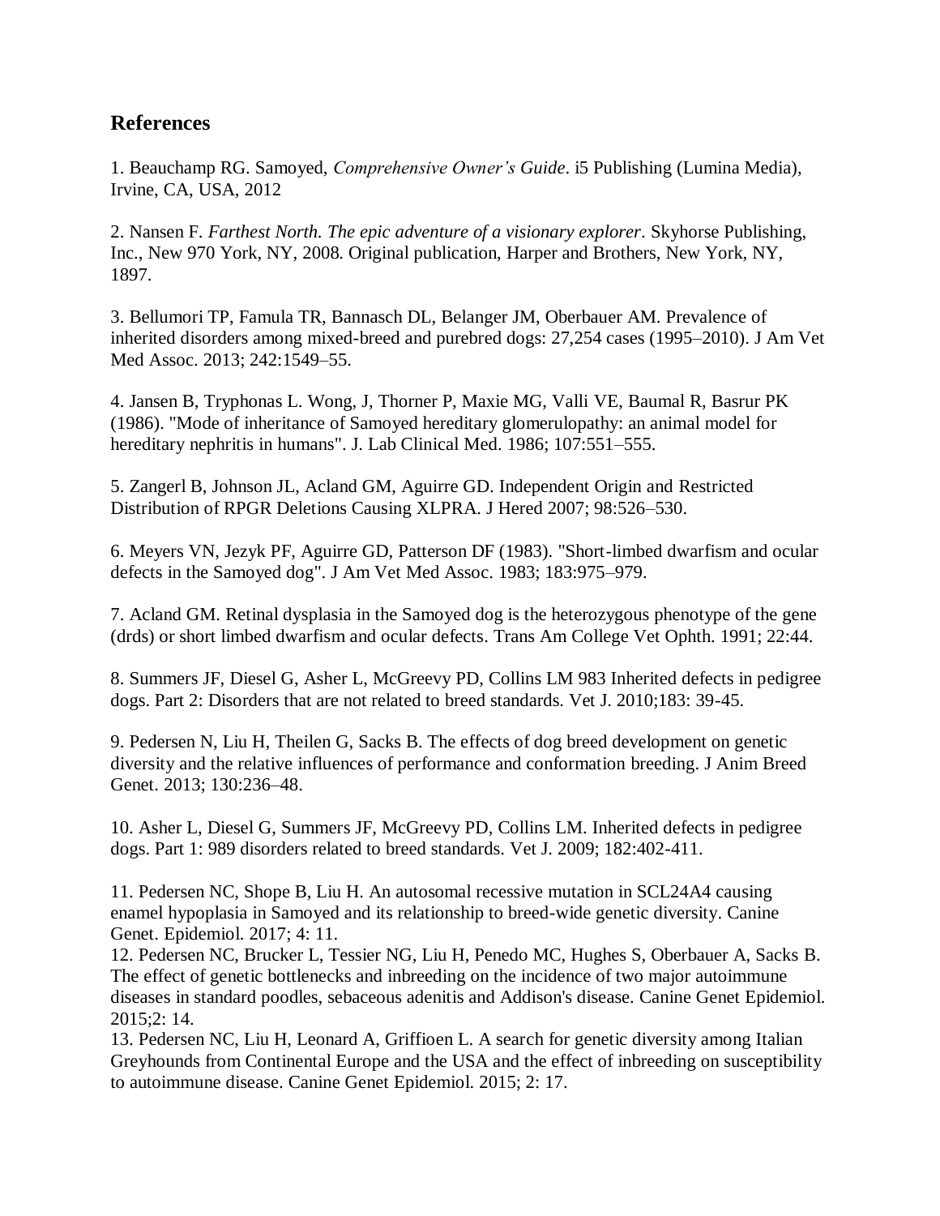## References

1. Beauchamp RG. Samoyed, *Comprehensive Owner's Guide*. i5 Publishing (Lumina Media), Irvine, CA, USA, 2012

2. Nansen F. *Farthest North. The epic adventure of a visionary explorer*. Skyhorse Publishing, Inc., New 970 York, NY, 2008. Original publication, Harper and Brothers, New York, NY, 1897.

3. Bellumori TP, Famula TR, Bannasch DL, Belanger JM, Oberbauer AM. Prevalence of inherited disorders among mixed-breed and purebred dogs: 27,254 cases (1995–2010). J Am Vet Med Assoc. 2013; 242:1549–55.

4. Jansen B, Tryphonas L. Wong, J, Thorner P, Maxie MG, Valli VE, Baumal R, Basrur PK (1986). "Mode of inheritance of Samoyed hereditary glomerulopathy: an animal model for hereditary nephritis in humans". J. Lab Clinical Med. 1986; 107:551–555.

5. Zangerl B, Johnson JL, Acland GM, Aguirre GD. Independent Origin and Restricted Distribution of RPGR Deletions Causing XLPRA. J Hered 2007; 98:526–530.

6. Meyers VN, Jezyk PF, Aguirre GD, Patterson DF (1983). "Short-limbed dwarfism and ocular defects in the Samoyed dog". J Am Vet Med Assoc. 1983; 183:975–979.

7. Acland GM. Retinal dysplasia in the Samoyed dog is the heterozygous phenotype of the gene (drds) or short limbed dwarfism and ocular defects. Trans Am College Vet Ophth. 1991; 22:44.

8. Summers JF, Diesel G, Asher L, McGreevy PD, Collins LM 983 Inherited defects in pedigree dogs. Part 2: Disorders that are not related to breed standards. Vet J. 2010;183: 39-45.

9. Pedersen N, Liu H, Theilen G, Sacks B. The effects of dog breed development on genetic diversity and the relative influences of performance and conformation breeding. J Anim Breed Genet. 2013; 130:236–48.

10. Asher L, Diesel G, Summers JF, McGreevy PD, Collins LM. Inherited defects in pedigree dogs. Part 1: 989 disorders related to breed standards. Vet J. 2009; 182:402-411.

11. Pedersen NC, Shope B, Liu H. An autosomal recessive mutation in SCL24A4 causing enamel hypoplasia in Samoyed and its relationship to breed-wide genetic diversity. Canine Genet. Epidemiol. 2017; 4: 11.

12. Pedersen NC, Brucker L, Tessier NG, Liu H, Penedo MC, Hughes S, Oberbauer A, Sacks B. The effect of genetic bottlenecks and inbreeding on the incidence of two major autoimmune diseases in standard poodles, sebaceous adenitis and Addison's disease. Canine Genet Epidemiol. 2015;2: 14.

13. Pedersen NC, Liu H, Leonard A, Griffioen L. A search for genetic diversity among Italian Greyhounds from Continental Europe and the USA and the effect of inbreeding on susceptibility to autoimmune disease. Canine Genet Epidemiol. 2015; 2: 17.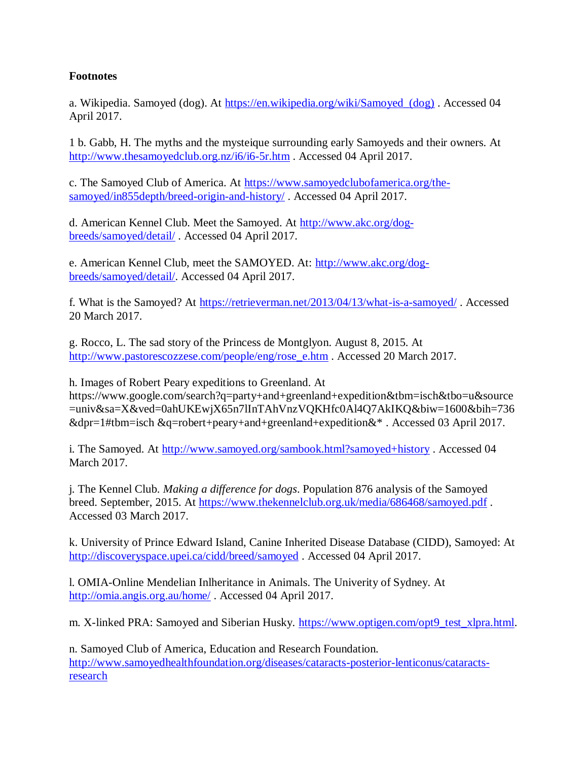**Footnotes**

a. Wikipedia. Samoyed (dog). At https://en.wikipedia.org/wiki/Samoyed_(dog) . Accessed 04 April 2017.

1 b. Gabb, H. The myths and the mysteique surrounding early Samoyeds and their owners. At http://www.thesamoyedclub.org.nz/i6/i6-5r.htm . Accessed 04 April 2017.

c. The Samoyed Club of America. At https://www.samoyedclubofamerica.org/the-samoyed/in855depth/breed-origin-and-history/ . Accessed 04 April 2017.

d. American Kennel Club. Meet the Samoyed. At http://www.akc.org/dog-breeds/samoyed/detail/ . Accessed 04 April 2017.

e. American Kennel Club, meet the SAMOYED. At: http://www.akc.org/dog-breeds/samoyed/detail/. Accessed 04 April 2017.

f. What is the Samoyed? At https://retrieverman.net/2013/04/13/what-is-a-samoyed/ . Accessed 20 March 2017.

g. Rocco, L. The sad story of the Princess de Montglyon. August 8, 2015. At http://www.pastorescozzese.com/people/eng/rose_e.htm . Accessed 20 March 2017.

h. Images of Robert Peary expeditions to Greenland. At https://www.google.com/search?q=party+and+greenland+expedition&tbm=isch&tbo=u&source=univ&sa=X&ved=0ahUKEwjX65n7lInTAhVnzVQKHfc0Al4Q7AkIKQ&biw=1600&bih=736&dpr=1#tbm=isch &q=robert+peary+and+greenland+expedition&* . Accessed 03 April 2017.

i. The Samoyed. At http://www.samoyed.org/sambook.html?samoyed+history . Accessed 04 March 2017.

j. The Kennel Club. *Making a difference for dogs*. Population 876 analysis of the Samoyed breed. September, 2015. At https://www.thekennelclub.org.uk/media/686468/samoyed.pdf . Accessed 03 March 2017.

k. University of Prince Edward Island, Canine Inherited Disease Database (CIDD), Samoyed: At http://discoveryspace.upei.ca/cidd/breed/samoyed . Accessed 04 April 2017.

l. OMIA-Online Mendelian Inlheritance in Animals. The Univerity of Sydney. At http://omia.angis.org.au/home/ . Accessed 04 April 2017.

m. X-linked PRA: Samoyed and Siberian Husky. https://www.optigen.com/opt9_test_xlpra.html.

n. Samoyed Club of America, Education and Research Foundation. http://www.samoyedhealthfoundation.org/diseases/cataracts-posterior-lenticonus/cataracts-research